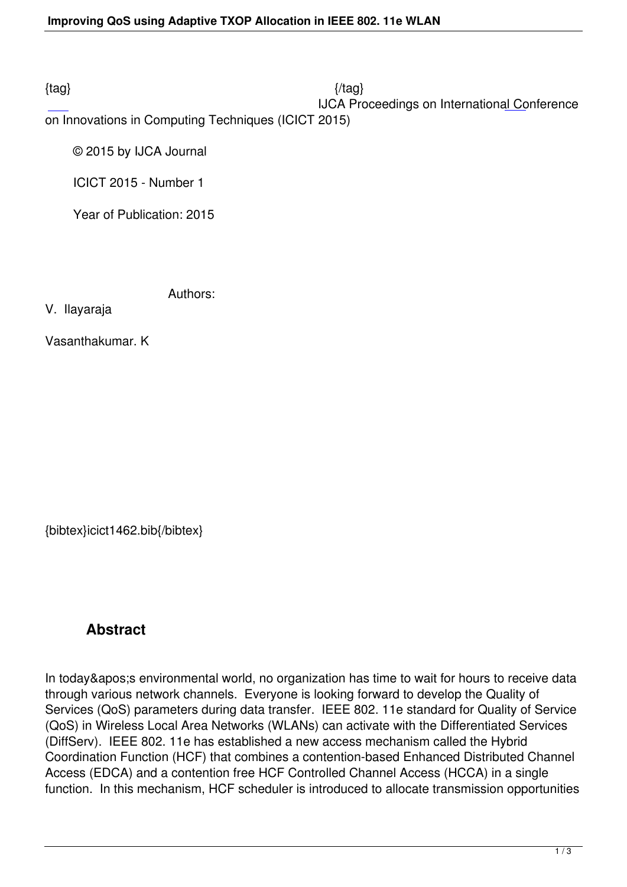{tag} {/tag}

IJCA Proceedings on International Conference on Innovations in Computing Techniques (ICICT 2015)

© 2015 by IJCA Journal

ICICT 2015 - Number 1

Year of Publication: 2015

Authors:

V. Ilayaraja

Vasanthakumar. K

{bibtex}icict1462.bib{/bibtex}

## Abstract

In today&apos;s environmental world, no organization has time to wait for hours to receive data through various network channels. Everyone is looking forward to develop the Quality of Services (QoS) parameters during data transfer. IEEE 802. 11e standard for Quality of Service (QoS) in Wireless Local Area Networks (WLANs) can activate with the Differentiated Services (DiffServ). IEEE 802. 11e has established a new access mechanism called the Hybrid Coordination Function (HCF) that combines a contention-based Enhanced Distributed Channel Access (EDCA) and a contention free HCF Controlled Channel Access (HCCA) in a single function. In this mechanism, HCF scheduler is introduced to allocate transmission opportunities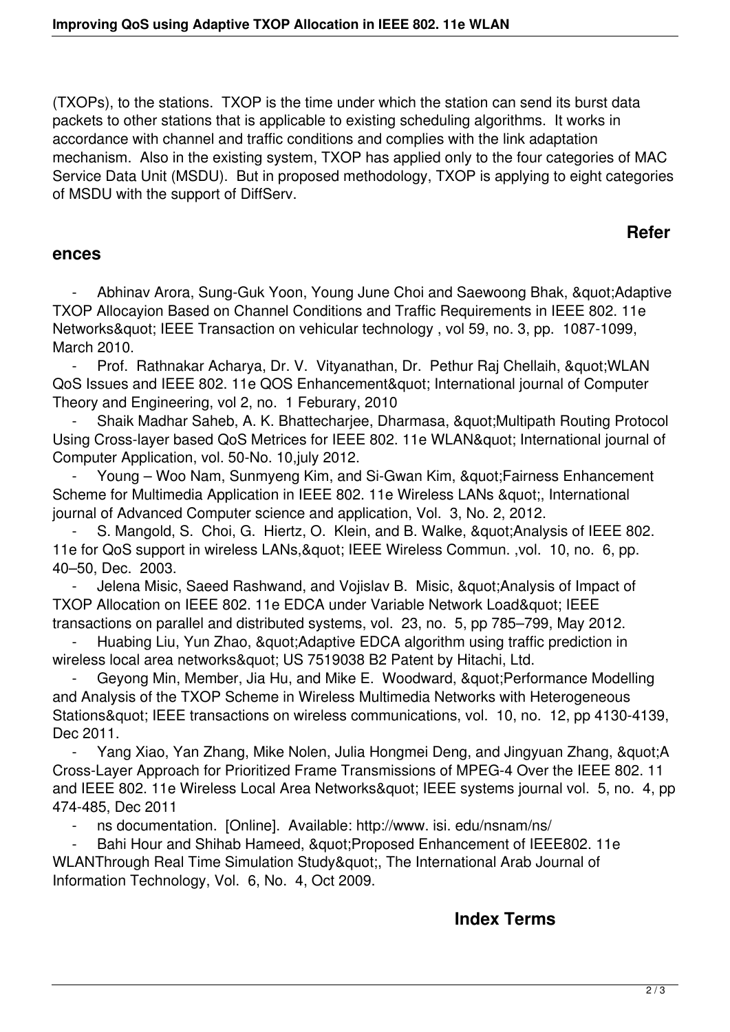(TXOPs), to the stations. TXOP is the time under which the station can send its burst data packets to other stations that is applicable to existing scheduling algorithms. It works in accordance with channel and traffic conditions and complies with the link adaptation mechanism. Also in the existing system, TXOP has applied only to the four categories of MAC Service Data Unit (MSDU). But in proposed methodology, TXOP is applying to eight categories of MSDU with the support of DiffServ.

## References

- Abhinav Arora, Sung-Guk Yoon, Young June Choi and Saewoong Bhak, &quot;Adaptive TXOP Allocayion Based on Channel Conditions and Traffic Requirements in IEEE 802. 11e Networks&quot; IEEE Transaction on vehicular technology , vol 59, no. 3, pp. 1087-1099, March 2010.
- Prof. Rathnakar Acharya, Dr. V. Vityanathan, Dr. Pethur Raj Chellaih, &quot;WLAN QoS Issues and IEEE 802. 11e QOS Enhancement&quot; International journal of Computer Theory and Engineering, vol 2, no. 1 Feburary, 2010
- Shaik Madhar Saheb, A. K. Bhattecharjee, Dharmasa, &quot;Multipath Routing Protocol Using Cross-layer based QoS Metrices for IEEE 802. 11e WLAN&quot; International journal of Computer Application, vol. 50-No. 10,july 2012.
- Young – Woo Nam, Sunmyeng Kim, and Si-Gwan Kim, &quot;Fairness Enhancement Scheme for Multimedia Application in IEEE 802. 11e Wireless LANs &quot;, International journal of Advanced Computer science and application, Vol. 3, No. 2, 2012.
- S. Mangold, S. Choi, G. Hiertz, O. Klein, and B. Walke, &quot;Analysis of IEEE 802. 11e for QoS support in wireless LANs,&quot; IEEE Wireless Commun. ,vol. 10, no. 6, pp. 40–50, Dec. 2003.
- Jelena Misic, Saeed Rashwand, and Vojislav B. Misic, &quot;Analysis of Impact of TXOP Allocation on IEEE 802. 11e EDCA under Variable Network Load&quot; IEEE transactions on parallel and distributed systems, vol. 23, no. 5, pp 785–799, May 2012.
- Huabing Liu, Yun Zhao, &quot;Adaptive EDCA algorithm using traffic prediction in wireless local area networks&quot; US 7519038 B2 Patent by Hitachi, Ltd.
- Geyong Min, Member, Jia Hu, and Mike E. Woodward, &quot;Performance Modelling and Analysis of the TXOP Scheme in Wireless Multimedia Networks with Heterogeneous Stations&quot; IEEE transactions on wireless communications, vol. 10, no. 12, pp 4130-4139, Dec 2011.
- Yang Xiao, Yan Zhang, Mike Nolen, Julia Hongmei Deng, and Jingyuan Zhang, &quot;A Cross-Layer Approach for Prioritized Frame Transmissions of MPEG-4 Over the IEEE 802. 11 and IEEE 802. 11e Wireless Local Area Networks&quot; IEEE systems journal vol. 5, no. 4, pp 474-485, Dec 2011
- ns documentation. [Online]. Available: http://www. isi. edu/nsnam/ns/
- Bahi Hour and Shihab Hameed, &quot;Proposed Enhancement of IEEE802. 11e WLANThrough Real Time Simulation Study&quot;, The International Arab Journal of Information Technology, Vol. 6, No. 4, Oct 2009.

## Index Terms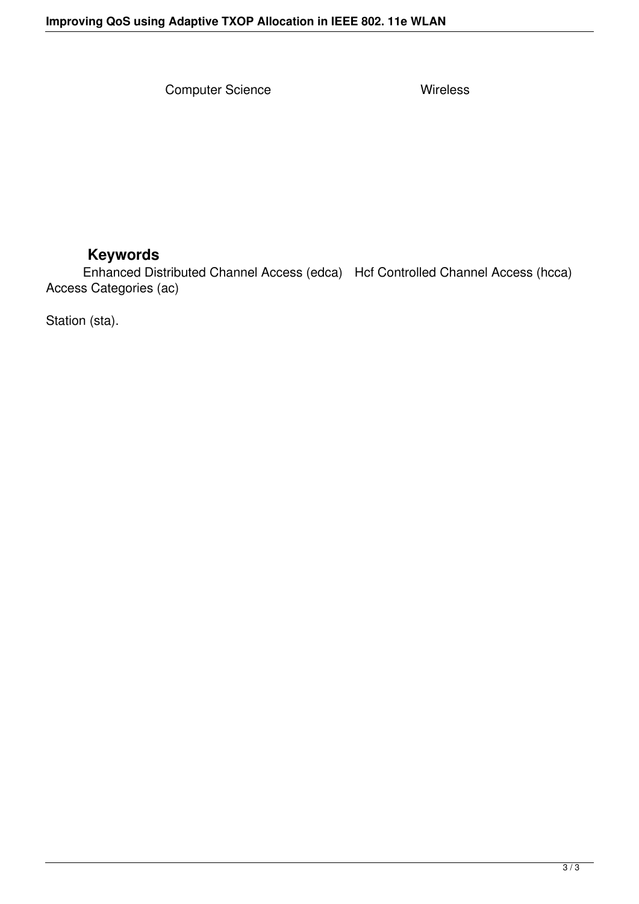Computer Science Wireless

## Keywords

Enhanced Distributed Channel Access (edca) Hcf Controlled Channel Access (hcca) Access Categories (ac)

Station (sta).